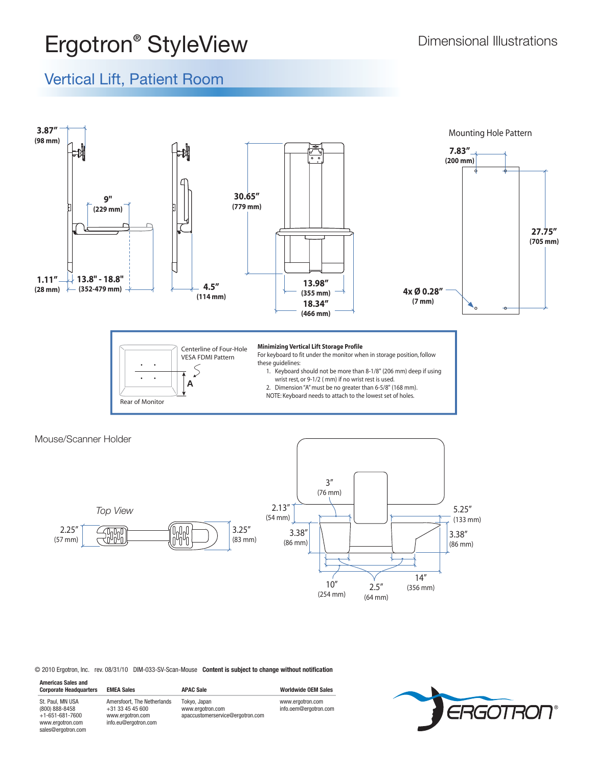# Ergotron® StyleView

Dimensional Illustrations

## Vertical Lift, Patient Room

3.87″ (98 mm)

9" (229 mm)

1.11″ (28 mm)

13.8" - 18.8" (352-479 mm)

4.5″ (114 mm)

30.65″ (779 mm)

13.98″ (355 mm)

18.34″ (466 mm)

Mounting Hole Pattern

7.83″ (200 mm)

27.75″ (705 mm)

4x Ø 0.28″ (7 mm)

Centerline of Four-Hole VESA FDMI Pattern

A

Rear of Monitor

**Minimizing Vertical Lift Storage Profile**

For keyboard to fit under the monitor when in storage position, follow these guidelines:

1. Keyboard should not be more than 8-1/8" (206 mm) deep if using wrist rest, or 9-1/2 ( mm) if no wrist rest is used.
2. Dimension "A" must be no greater than 6-5/8" (168 mm).

NOTE: Keyboard needs to attach to the lowest set of holes.

Mouse/Scanner Holder

*Top View*

2.25″ (57 mm)

3.25″ (83 mm)

3″ (76 mm)

2.13″ (54 mm)

5.25″ (133 mm)

3.38″ (86 mm)

3.38″ (86 mm)

10″ (254 mm)

2.5″ (64 mm)

14″ (356 mm)

© 2010 Ergotron, Inc. rev. 08/31/10 DIM-033-SV-Scan-Mouse **Content is subject to change without notification**

| Americas Sales and Corporate Headquarters | EMEA Sales | APAC Sale | Worldwide OEM Sales |
|---|---|---|---|
| St. Paul, MN USA<br>(800) 888-8458<br>+1-651-681-7600<br>www.ergotron.com<br>sales@ergotron.com | Amersfoort, The Netherlands<br>+31 33 45 45 600<br>www.ergotron.com<br>info.eu@ergotron.com | Tokyo, Japan<br>www.ergotron.com<br>apaccustomerservice@ergotron.com | www.ergotron.com<br>info.oem@ergotron.com |

ERGOTRON®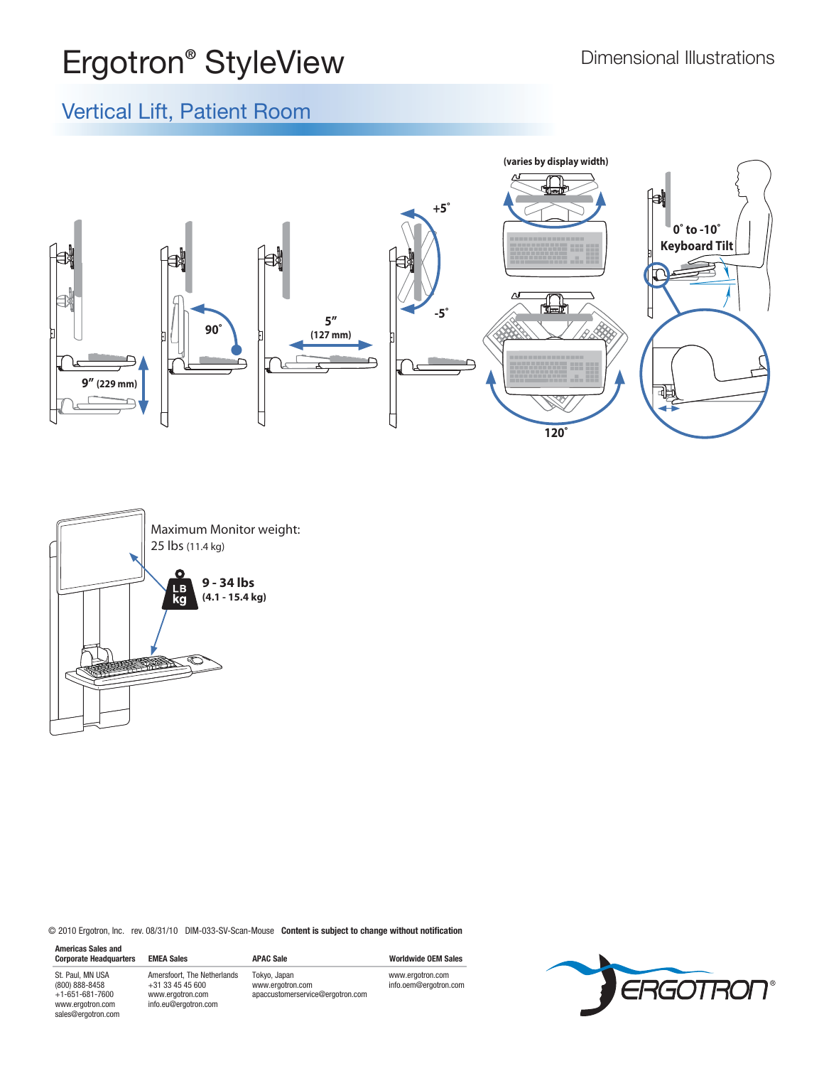# Ergotron® StyleView

Dimensional Illustrations

## Vertical Lift, Patient Room

9″ (229 mm)

90˚

5″
(127 mm)

+5˚

-5˚

(varies by display width)

120˚

0˚ to -10˚
Keyboard Tilt

Maximum Monitor weight:
25 lbs (11.4 kg)

LB
kg
9 - 34 lbs
(4.1 - 15.4 kg)

© 2010 Ergotron, Inc. rev. 08/31/10 DIM-033-SV-Scan-Mouse **Content is subject to change without notification**

| Americas Sales and Corporate Headquarters | EMEA Sales | APAC Sale | Worldwide OEM Sales |
| --- | --- | --- | --- |
| St. Paul, MN USA<br>(800) 888-8458<br>+1-651-681-7600<br>www.ergotron.com<br>sales@ergotron.com | Amersfoort, The Netherlands<br>+31 33 45 45 600<br>www.ergotron.com<br>info.eu@ergotron.com | Tokyo, Japan<br>www.ergotron.com<br>apaccustomerservice@ergotron.com | www.ergotron.com<br>info.oem@ergotron.com |

ERGOTRON®